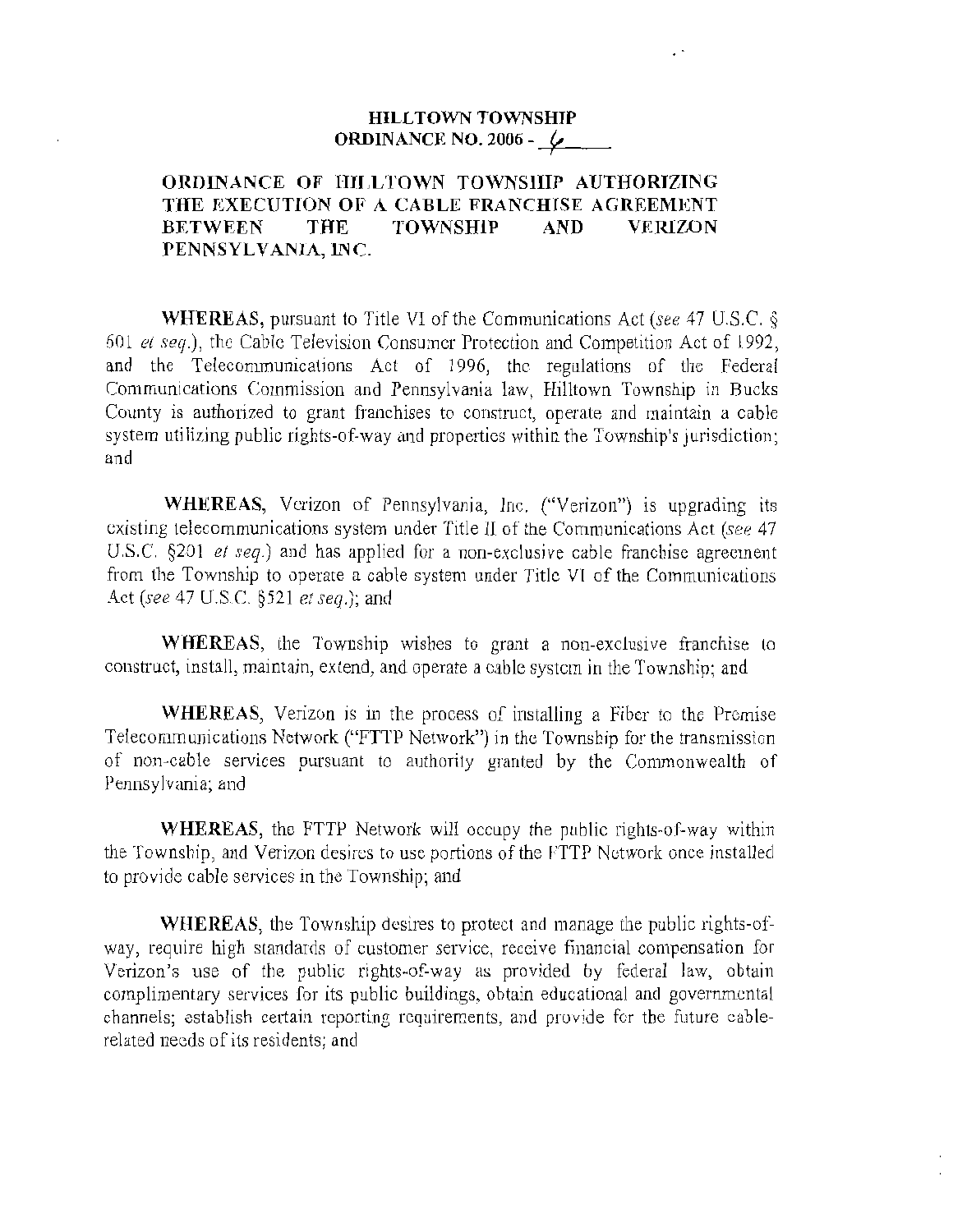# HILLTOWN TOWNSHIP
## ORDINANCE NO. 2006 - 6

**ORDINANCE OF HILLTOWN TOWNSHIP AUTHORIZING THE EXECUTION OF A CABLE FRANCHISE AGREEMENT BETWEEN THE TOWNSHIP AND VERIZON PENNSYLVANIA, INC.**

**WHEREAS,** pursuant to Title VI of the Communications Act (*see* 47 U.S.C. § 601 *et seq.*), the Cable Television Consumer Protection and Competition Act of 1992, and the Telecommunications Act of 1996, the regulations of the Federal Communications Commission and Pennsylvania law, Hilltown Township in Bucks County is authorized to grant franchises to construct, operate and maintain a cable system utilizing public rights-of-way and properties within the Township's jurisdiction; and

**WHEREAS,** Verizon of Pennsylvania, Inc. ("Verizon") is upgrading its existing telecommunications system under Title II of the Communications Act (*see* 47 U.S.C. §201 *et seq.*) and has applied for a non-exclusive cable franchise agreement from the Township to operate a cable system under Title VI of the Communications Act (*see* 47 U.S.C. §521 *et seq.*); and

**WHEREAS,** the Township wishes to grant a non-exclusive franchise to construct, install, maintain, extend, and operate a cable system in the Township; and

**WHEREAS,** Verizon is in the process of installing a Fiber to the Premise Telecommunications Network ("FTTP Network") in the Township for the transmission of non-cable services pursuant to authority granted by the Commonwealth of Pennsylvania; and

**WHEREAS,** the FTTP Network will occupy the public rights-of-way within the Township, and Verizon desires to use portions of the FTTP Network once installed to provide cable services in the Township; and

**WHEREAS,** the Township desires to protect and manage the public rights-of-way, require high standards of customer service, receive financial compensation for Verizon's use of the public rights-of-way as provided by federal law, obtain complimentary services for its public buildings, obtain educational and governmental channels; establish certain reporting requirements, and provide for the future cable-related needs of its residents; and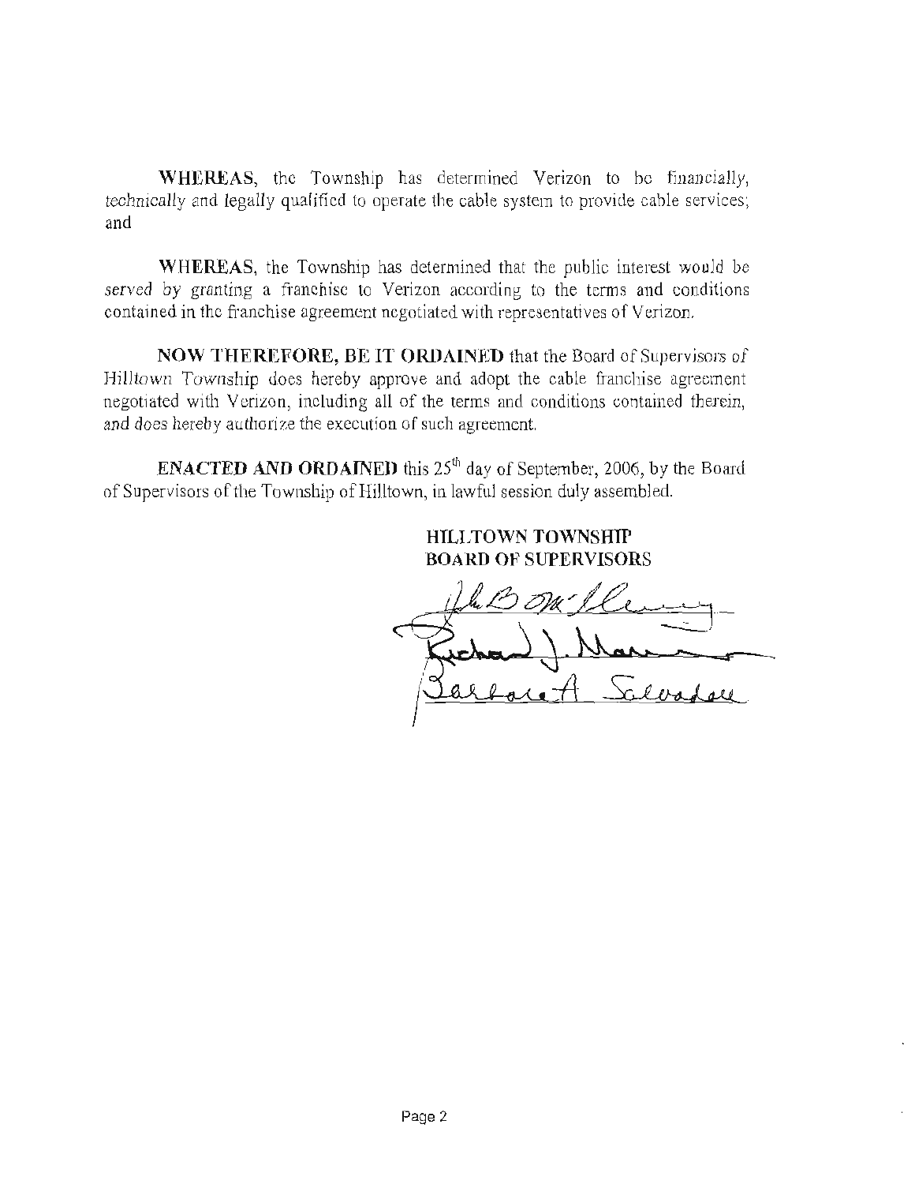**WHEREAS**, the Township has determined Verizon to be financially, technically and legally qualified to operate the cable system to provide cable services; and

**WHEREAS**, the Township has determined that the public interest would be served by granting a franchise to Verizon according to the terms and conditions contained in the franchise agreement negotiated with representatives of Verizon.

**NOW THEREFORE, BE IT ORDAINED** that the Board of Supervisors of Hilltown Township does hereby approve and adopt the cable franchise agreement negotiated with Verizon, including all of the terms and conditions contained therein, and does hereby authorize the execution of such agreement.

**ENACTED AND ORDAINED** this 25th day of September, 2006, by the Board of Supervisors of the Township of Hilltown, in lawful session duly assembled.

**HILLTOWN TOWNSHIP**
**BOARD OF SUPERVISORS**

John B. McIlhinney

Richard J. Manfredi

Barbara A. Salvadore